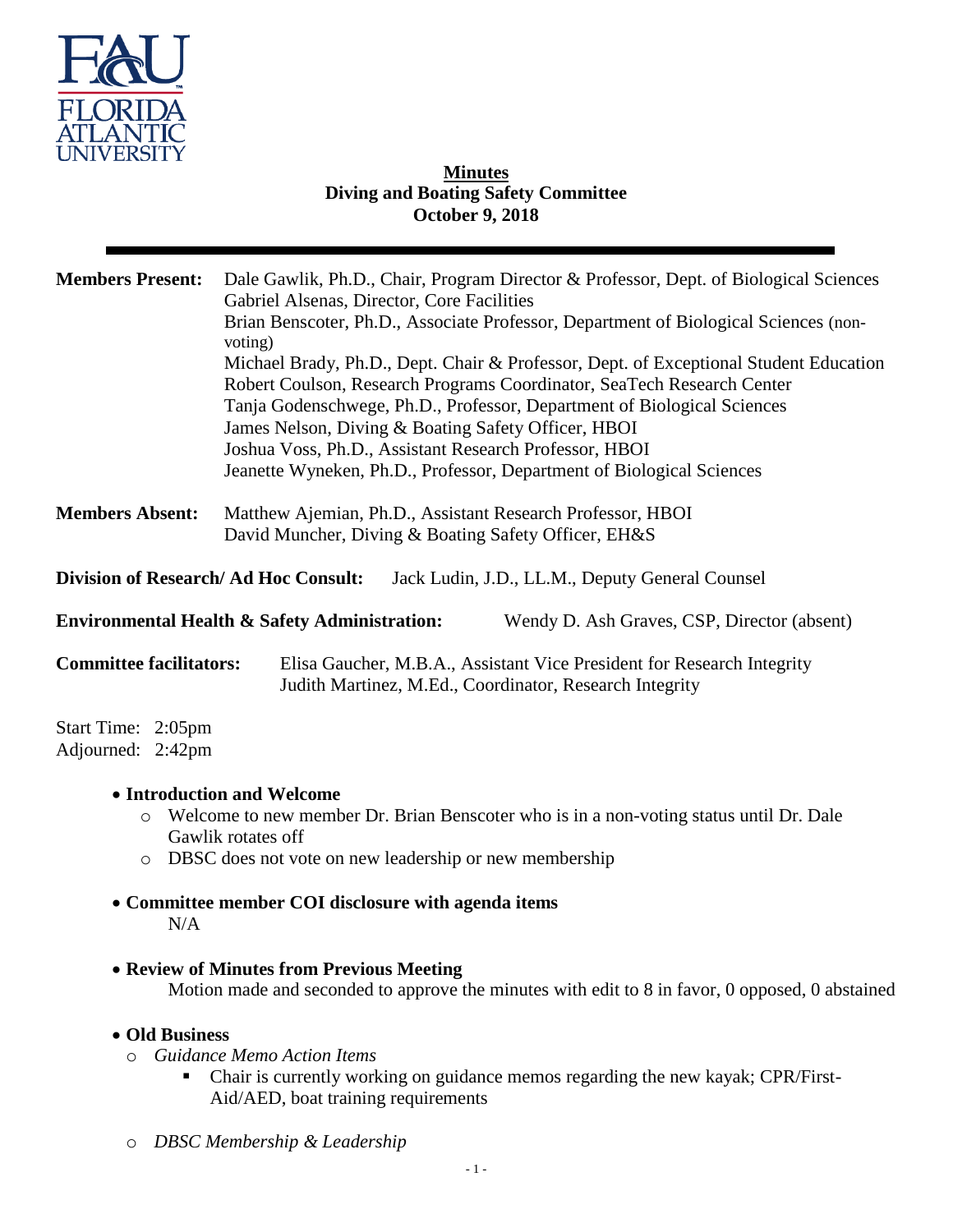**Minutes**
**Diving and Boating Safety Committee**
**October 9, 2018**

---

**Members Present:** Dale Gawlik, Ph.D., Chair, Program Director & Professor, Dept. of Biological Sciences
Gabriel Alsenas, Director, Core Facilities
Brian Benscoter, Ph.D., Associate Professor, Department of Biological Sciences (non-voting)
Michael Brady, Ph.D., Dept. Chair & Professor, Dept. of Exceptional Student Education
Robert Coulson, Research Programs Coordinator, SeaTech Research Center
Tanja Godenschwege, Ph.D., Professor, Department of Biological Sciences
James Nelson, Diving & Boating Safety Officer, HBOI
Joshua Voss, Ph.D., Assistant Research Professor, HBOI
Jeanette Wyneken, Ph.D., Professor, Department of Biological Sciences

**Members Absent:** Matthew Ajemian, Ph.D., Assistant Research Professor, HBOI
David Muncher, Diving & Boating Safety Officer, EH&S

**Division of Research/ Ad Hoc Consult:** Jack Ludin, J.D., LL.M., Deputy General Counsel

**Environmental Health & Safety Administration:** Wendy D. Ash Graves, CSP, Director (absent)

**Committee facilitators:** Elisa Gaucher, M.B.A., Assistant Vice President for Research Integrity
Judith Martinez, M.Ed., Coordinator, Research Integrity

Start Time: 2:05pm
Adjourned: 2:42pm

- **Introduction and Welcome**
  - Welcome to new member Dr. Brian Benscoter who is in a non-voting status until Dr. Dale Gawlik rotates off
  - DBSC does not vote on new leadership or new membership

- **Committee member COI disclosure with agenda items**
  N/A

- **Review of Minutes from Previous Meeting**
  Motion made and seconded to approve the minutes with edit to 8 in favor, 0 opposed, 0 abstained

- **Old Business**
  - *Guidance Memo Action Items*
    - Chair is currently working on guidance memos regarding the new kayak; CPR/First-Aid/AED, boat training requirements
  - *DBSC Membership & Leadership*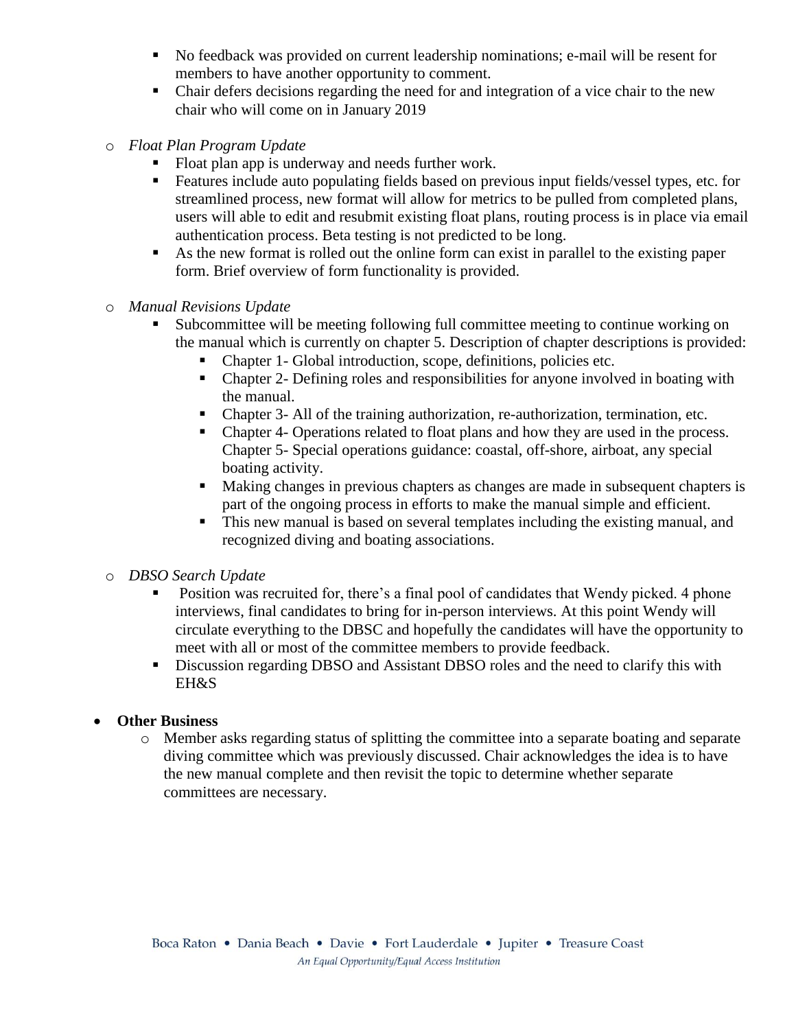- No feedback was provided on current leadership nominations; e-mail will be resent for members to have another opportunity to comment.
    - Chair defers decisions regarding the need for and integration of a vice chair to the new chair who will come on in January 2019

  - *Float Plan Program Update*
    - Float plan app is underway and needs further work.
    - Features include auto populating fields based on previous input fields/vessel types, etc. for streamlined process, new format will allow for metrics to be pulled from completed plans, users will able to edit and resubmit existing float plans, routing process is in place via email authentication process. Beta testing is not predicted to be long.
    - As the new format is rolled out the online form can exist in parallel to the existing paper form. Brief overview of form functionality is provided.

  - *Manual Revisions Update*
    - Subcommittee will be meeting following full committee meeting to continue working on the manual which is currently on chapter 5. Description of chapter descriptions is provided:
      - Chapter 1- Global introduction, scope, definitions, policies etc.
      - Chapter 2- Defining roles and responsibilities for anyone involved in boating with the manual.
      - Chapter 3- All of the training authorization, re-authorization, termination, etc.
      - Chapter 4- Operations related to float plans and how they are used in the process. Chapter 5- Special operations guidance: coastal, off-shore, airboat, any special boating activity.
      - Making changes in previous chapters as changes are made in subsequent chapters is part of the ongoing process in efforts to make the manual simple and efficient.
      - This new manual is based on several templates including the existing manual, and recognized diving and boating associations.

  - *DBSO Search Update*
    - Position was recruited for, there's a final pool of candidates that Wendy picked. 4 phone interviews, final candidates to bring for in-person interviews. At this point Wendy will circulate everything to the DBSC and hopefully the candidates will have the opportunity to meet with all or most of the committee members to provide feedback.
    - Discussion regarding DBSO and Assistant DBSO roles and the need to clarify this with EH&S

- **Other Business**
  - Member asks regarding status of splitting the committee into a separate boating and separate diving committee which was previously discussed. Chair acknowledges the idea is to have the new manual complete and then revisit the topic to determine whether separate committees are necessary.